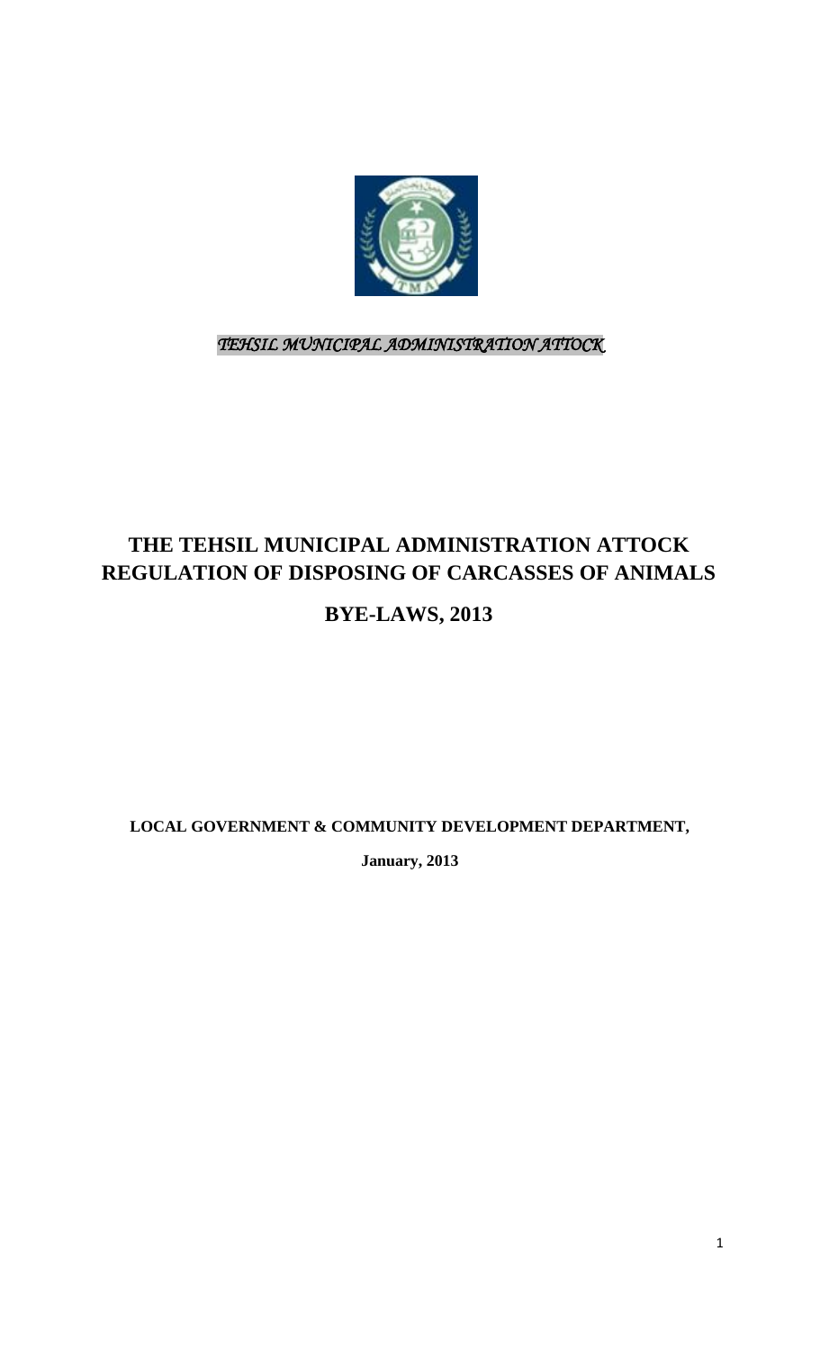*TEHSIL MUNICIPAL ADMINISTRATION ATTOCK*

# THE TEHSIL MUNICIPAL ADMINISTRATION ATTOCK REGULATION OF DISPOSING OF CARCASSES OF ANIMALS

# BYE-LAWS, 2013

**LOCAL GOVERNMENT & COMMUNITY DEVELOPMENT DEPARTMENT,**

**January, 2013**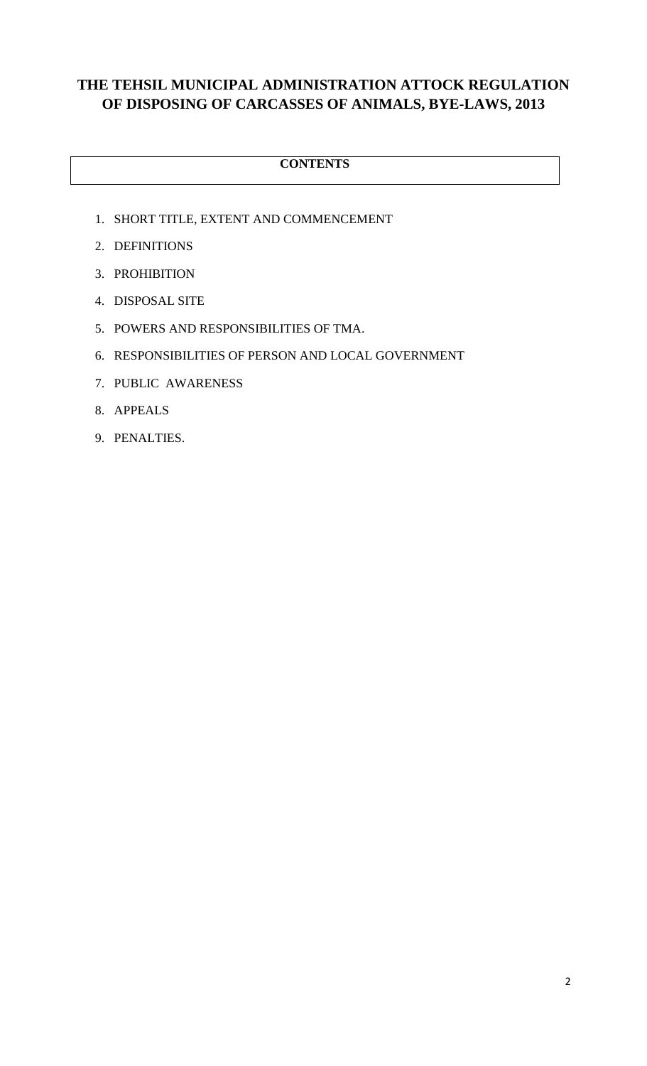# THE TEHSIL MUNICIPAL ADMINISTRATION ATTOCK REGULATION OF DISPOSING OF CARCASSES OF ANIMALS, BYE-LAWS, 2013

**CONTENTS**

1. SHORT TITLE, EXTENT AND COMMENCEMENT
2. DEFINITIONS
3. PROHIBITION
4. DISPOSAL SITE
5. POWERS AND RESPONSIBILITIES OF TMA.
6. RESPONSIBILITIES OF PERSON AND LOCAL GOVERNMENT
7. PUBLIC AWARENESS
8. APPEALS
9. PENALTIES.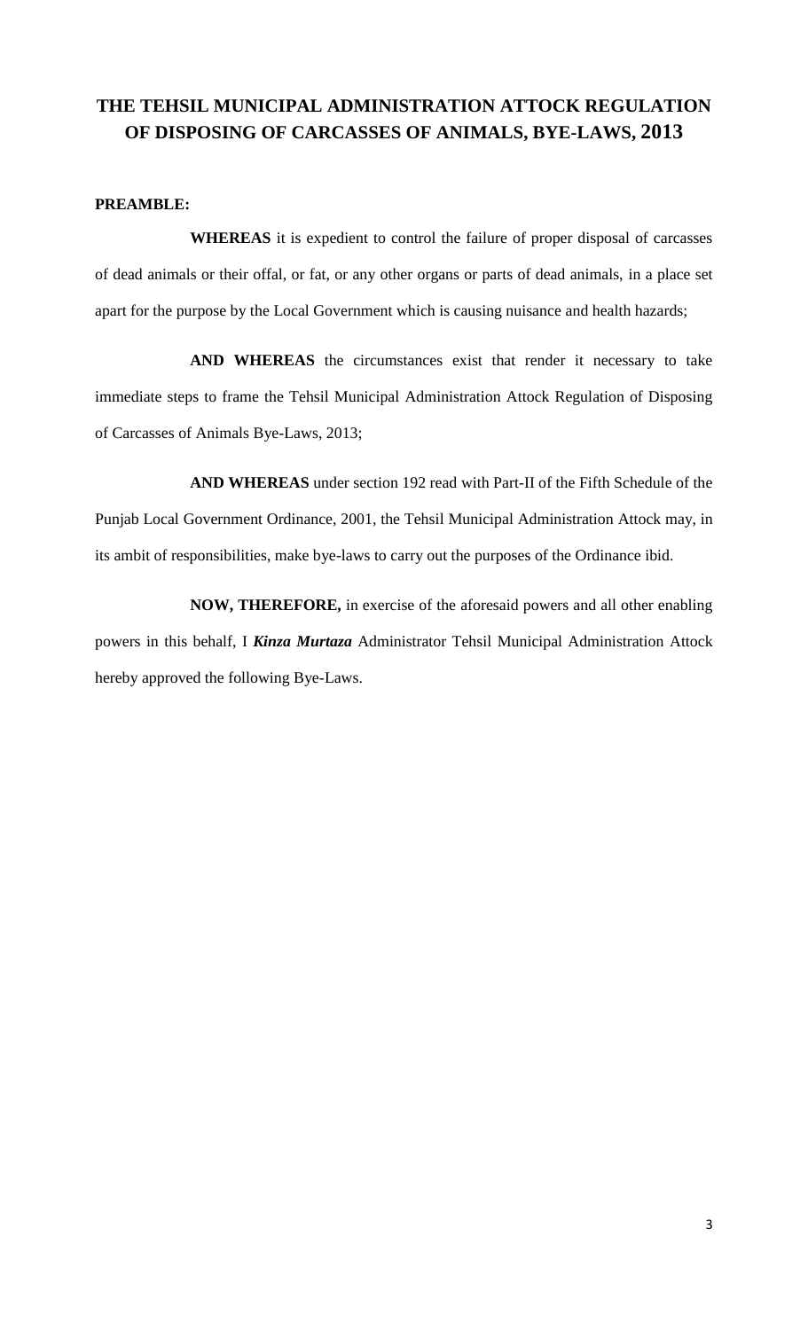# THE TEHSIL MUNICIPAL ADMINISTRATION ATTOCK REGULATION OF DISPOSING OF CARCASSES OF ANIMALS, BYE-LAWS, 2013

**PREAMBLE:**

**WHEREAS** it is expedient to control the failure of proper disposal of carcasses of dead animals or their offal, or fat, or any other organs or parts of dead animals, in a place set apart for the purpose by the Local Government which is causing nuisance and health hazards;

**AND WHEREAS** the circumstances exist that render it necessary to take immediate steps to frame the Tehsil Municipal Administration Attock Regulation of Disposing of Carcasses of Animals Bye-Laws, 2013;

**AND WHEREAS** under section 192 read with Part-II of the Fifth Schedule of the Punjab Local Government Ordinance, 2001, the Tehsil Municipal Administration Attock may, in its ambit of responsibilities, make bye-laws to carry out the purposes of the Ordinance ibid.

**NOW, THEREFORE,** in exercise of the aforesaid powers and all other enabling powers in this behalf, I ***Kinza Murtaza*** Administrator Tehsil Municipal Administration Attock hereby approved the following Bye-Laws.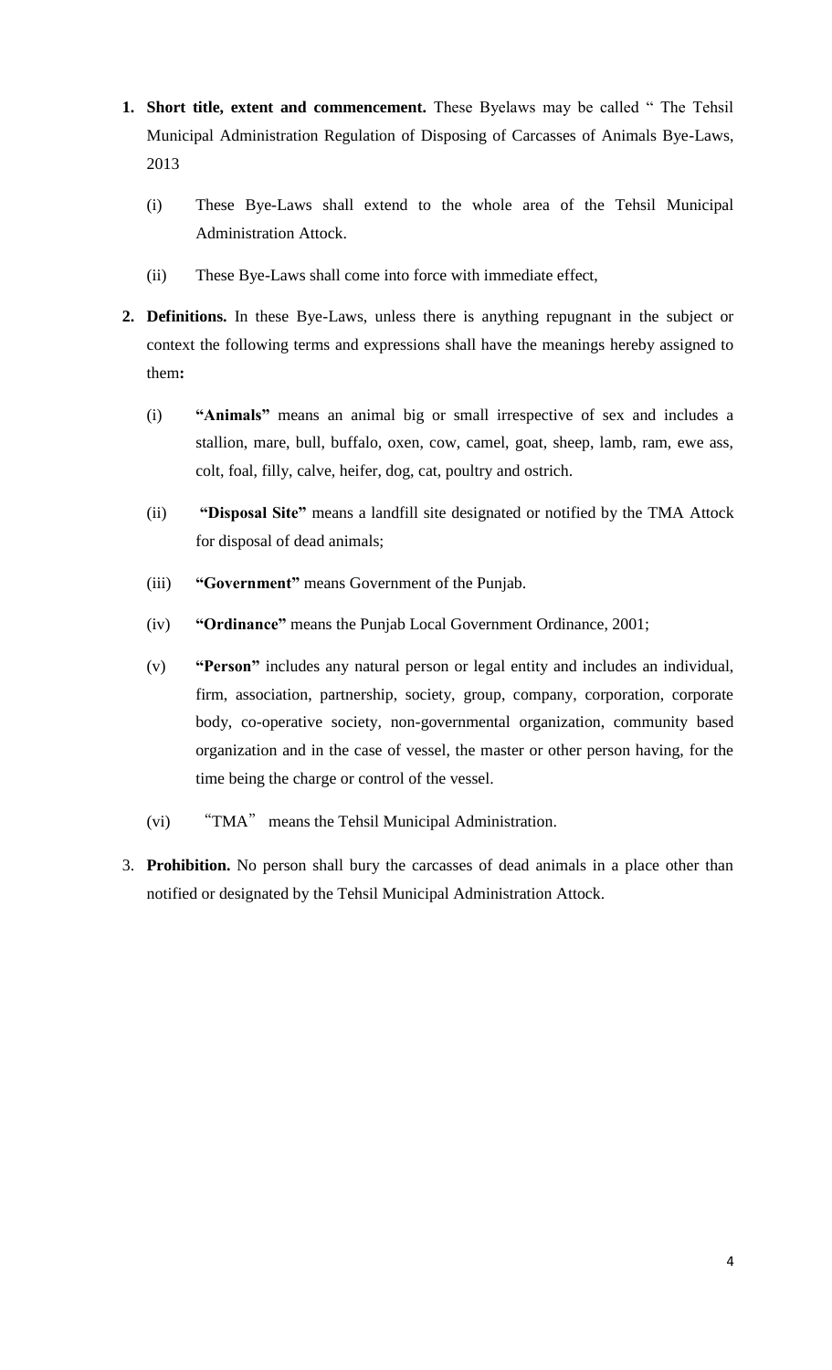1. **Short title, extent and commencement.** These Byelaws may be called " The Tehsil Municipal Administration Regulation of Disposing of Carcasses of Animals Bye-Laws, 2013

   (i) These Bye-Laws shall extend to the whole area of the Tehsil Municipal Administration Attock.

   (ii) These Bye-Laws shall come into force with immediate effect,

2. **Definitions.** In these Bye-Laws, unless there is anything repugnant in the subject or context the following terms and expressions shall have the meanings hereby assigned to them**:**

   (i) **"Animals"** means an animal big or small irrespective of sex and includes a stallion, mare, bull, buffalo, oxen, cow, camel, goat, sheep, lamb, ram, ewe ass, colt, foal, filly, calve, heifer, dog, cat, poultry and ostrich.

   (ii) **"Disposal Site"** means a landfill site designated or notified by the TMA Attock for disposal of dead animals;

   (iii) **"Government"** means Government of the Punjab.

   (iv) **"Ordinance"** means the Punjab Local Government Ordinance, 2001;

   (v) **"Person"** includes any natural person or legal entity and includes an individual, firm, association, partnership, society, group, company, corporation, corporate body, co-operative society, non-governmental organization, community based organization and in the case of vessel, the master or other person having, for the time being the charge or control of the vessel.

   (vi) "TMA" means the Tehsil Municipal Administration.

3. **Prohibition.** No person shall bury the carcasses of dead animals in a place other than notified or designated by the Tehsil Municipal Administration Attock.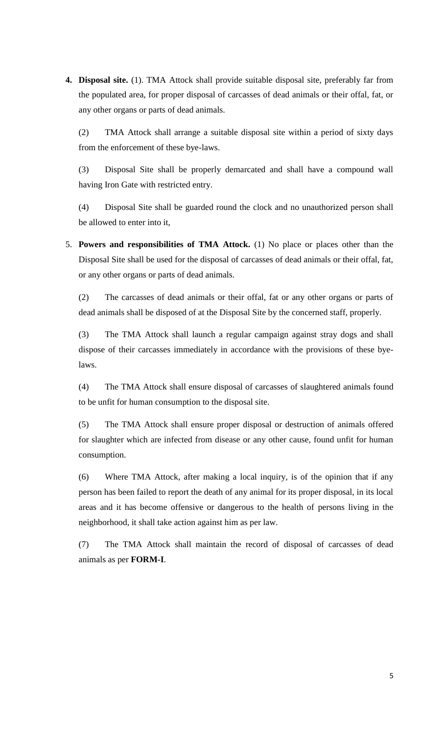4. **Disposal site.** (1). TMA Attock shall provide suitable disposal site, preferably far from the populated area, for proper disposal of carcasses of dead animals or their offal, fat, or any other organs or parts of dead animals.

   (2) TMA Attock shall arrange a suitable disposal site within a period of sixty days from the enforcement of these bye-laws.

   (3) Disposal Site shall be properly demarcated and shall have a compound wall having Iron Gate with restricted entry.

   (4) Disposal Site shall be guarded round the clock and no unauthorized person shall be allowed to enter into it,

5. **Powers and responsibilities of TMA Attock.** (1) No place or places other than the Disposal Site shall be used for the disposal of carcasses of dead animals or their offal, fat, or any other organs or parts of dead animals.

   (2) The carcasses of dead animals or their offal, fat or any other organs or parts of dead animals shall be disposed of at the Disposal Site by the concerned staff, properly.

   (3) The TMA Attock shall launch a regular campaign against stray dogs and shall dispose of their carcasses immediately in accordance with the provisions of these bye-laws.

   (4) The TMA Attock shall ensure disposal of carcasses of slaughtered animals found to be unfit for human consumption to the disposal site.

   (5) The TMA Attock shall ensure proper disposal or destruction of animals offered for slaughter which are infected from disease or any other cause, found unfit for human consumption.

   (6) Where TMA Attock, after making a local inquiry, is of the opinion that if any person has been failed to report the death of any animal for its proper disposal, in its local areas and it has become offensive or dangerous to the health of persons living in the neighborhood, it shall take action against him as per law.

   (7) The TMA Attock shall maintain the record of disposal of carcasses of dead animals as per **FORM-I**.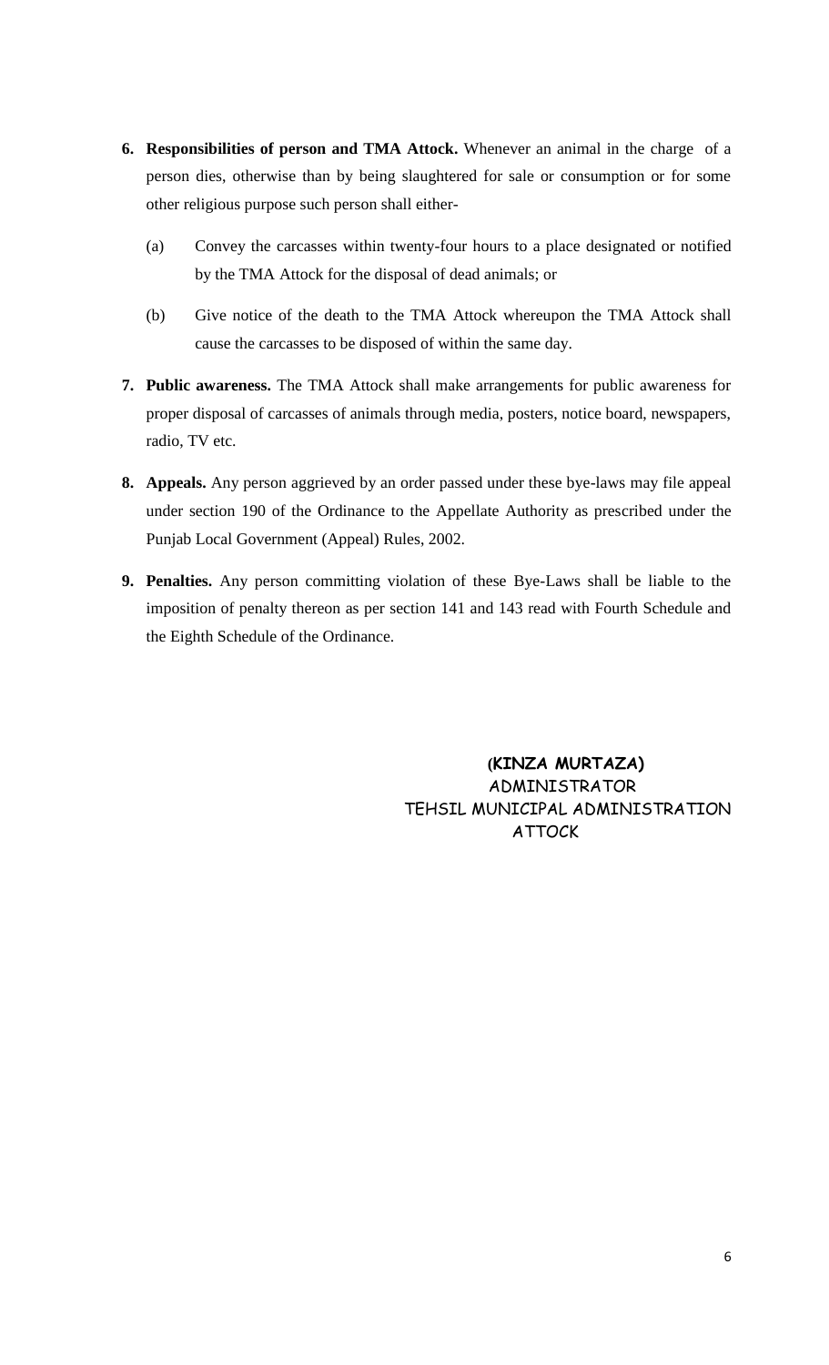6. **Responsibilities of person and TMA Attock.** Whenever an animal in the charge of a person dies, otherwise than by being slaughtered for sale or consumption or for some other religious purpose such person shall either-

   (a) Convey the carcasses within twenty-four hours to a place designated or notified by the TMA Attock for the disposal of dead animals; or

   (b) Give notice of the death to the TMA Attock whereupon the TMA Attock shall cause the carcasses to be disposed of within the same day.

7. **Public awareness.** The TMA Attock shall make arrangements for public awareness for proper disposal of carcasses of animals through media, posters, notice board, newspapers, radio, TV etc.

8. **Appeals.** Any person aggrieved by an order passed under these bye-laws may file appeal under section 190 of the Ordinance to the Appellate Authority as prescribed under the Punjab Local Government (Appeal) Rules, 2002.

9. **Penalties.** Any person committing violation of these Bye-Laws shall be liable to the imposition of penalty thereon as per section 141 and 143 read with Fourth Schedule and the Eighth Schedule of the Ordinance.

**(KINZA MURTAZA)**
ADMINISTRATOR
TEHSIL MUNICIPAL ADMINISTRATION
ATTOCK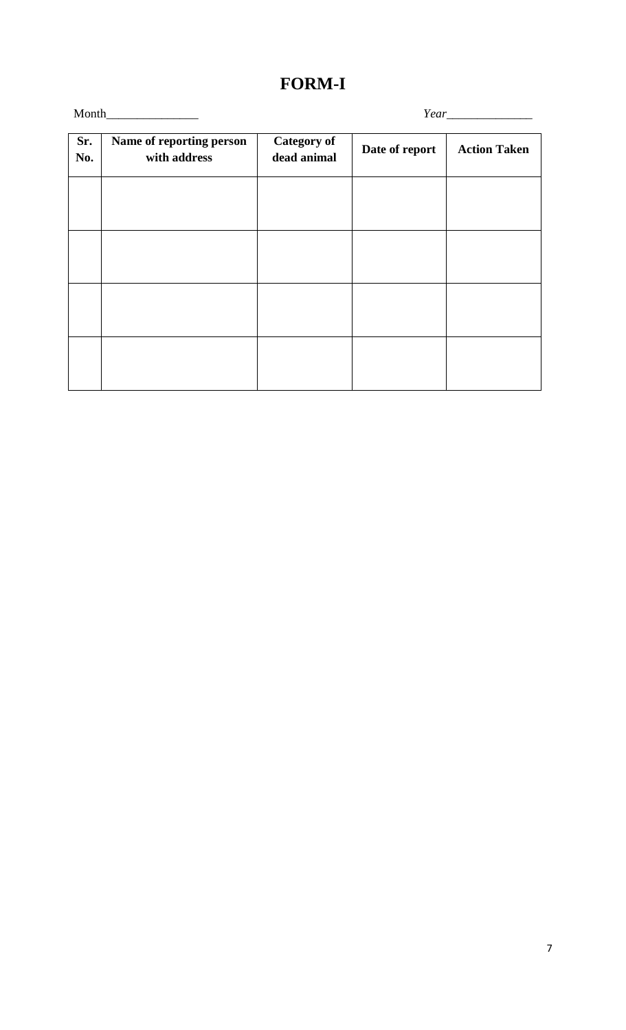# FORM-I

Month_______________ *Year*______________

| Sr. No. | Name of reporting person with address | Category of dead animal | Date of report | Action Taken |
|---|---|---|---|---|
| | | | | |
| | | | | |
| | | | | |
| | | | | |